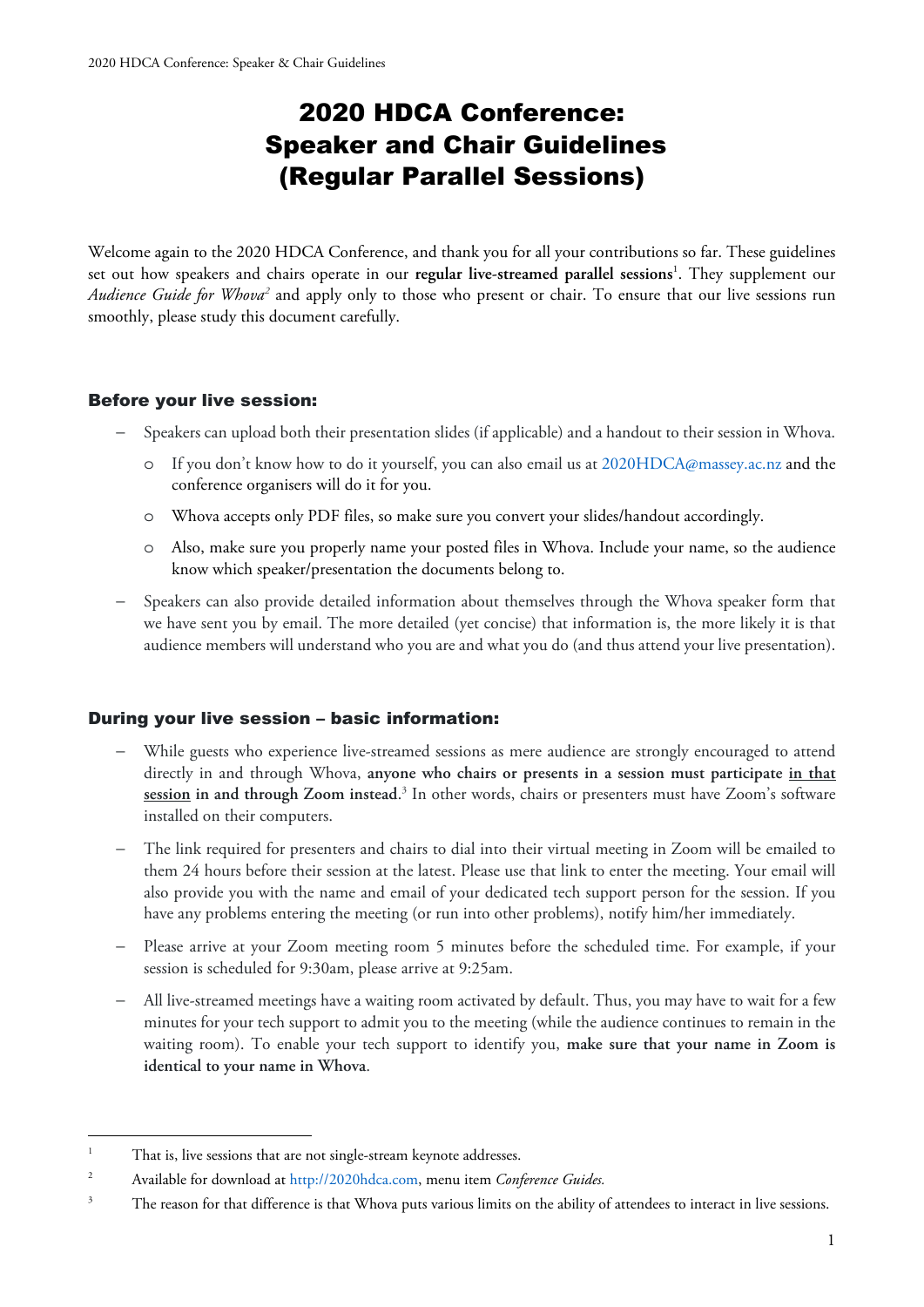# 2020 HDCA Conference: Speaker and Chair Guidelines (Regular Parallel Sessions)

Welcome again to the 2020 HDCA Conference, and thank you for all your contributions so far. These guidelines set out how speakers and chairs operate in our **regular live-streamed parallel sessions**[1]. They supplement our *Audience Guide for Whova*[2] and apply only to those who present or chair. To ensure that our live sessions run smoothly, please study this document carefully.

## Before your live session:

- Speakers can upload both their presentation slides (if applicable) and a handout to their session in Whova.
  - If you don't know how to do it yourself, you can also email us at 2020HDCA@massey.ac.nz and the conference organisers will do it for you.
  - Whova accepts only PDF files, so make sure you convert your slides/handout accordingly.
  - Also, make sure you properly name your posted files in Whova. Include your name, so the audience know which speaker/presentation the documents belong to.
- Speakers can also provide detailed information about themselves through the Whova speaker form that we have sent you by email. The more detailed (yet concise) information is, the more likely it is that audience members will understand who you are and what you do (and thus attend your live presentation).

## During your live session – basic information:

- While guests who experience live-streamed sessions as mere audience are strongly encouraged to attend directly in and through Whova, **anyone who chairs or presents in a session must participate <u>in that session</u> in and through Zoom instead**.[3] In other words, chairs or presenters must have Zoom's software installed on their computers.
- The link required for presenters and chairs to dial into their virtual meeting in Zoom will be emailed to them 24 hours before their session at the latest. Please use that link to enter the meeting. Your email will also provide you with the name and email of your dedicated tech support person for the session. If you have any problems entering the meeting (or run into other problems), notify him/her immediately.
- Please arrive at your Zoom meeting room 5 minutes before the scheduled time. For example, if your session is scheduled for 9:30am, please arrive at 9:25am.
- All live-streamed meetings have a waiting room activated by default. Thus, you may have to wait for a few minutes for your tech support to admit you to the meeting (while the audience continues to remain in the waiting room). To enable your tech support to identify you, **make sure that your name in Zoom is identical to your name in Whova**.

---

[1] That is, live sessions that are not single-stream keynote addresses.

[2] Available for download at http://2020hdca.com, menu item *Conference Guides.*

[3] The reason for that difference is that Whova puts various limits on the ability of attendees to interact in live sessions.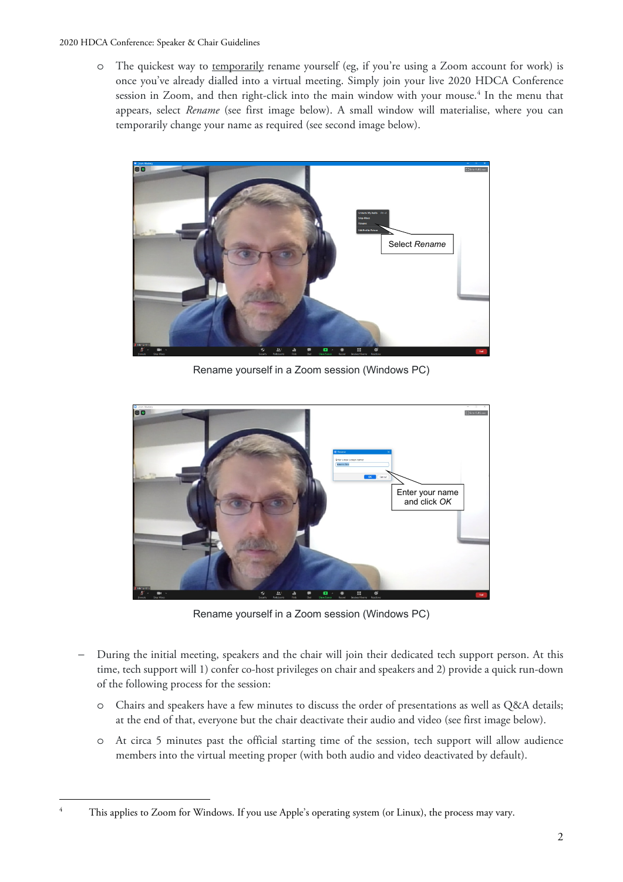- The quickest way to temporarily rename yourself (eg, if you're using a Zoom account for work) is once you've already dialled into a virtual meeting. Simply join your live 2020 HDCA Conference session in Zoom, and then right-click into the main window with your mouse.[4] In the menu that appears, select *Rename* (see first image below). A small window will materialise, where you can temporarily change your name as required (see second image below).

Rename yourself in a Zoom session (Windows PC)

Rename yourself in a Zoom session (Windows PC)

- During the initial meeting, speakers and the chair will join their dedicated tech support person. At this time, tech support will 1) confer co-host privileges on chair and speakers and 2) provide a quick run-down of the following process for the session:
  - Chairs and speakers have a few minutes to discuss the order of presentations as well as Q&A details; at the end of that, everyone but the chair deactivate their audio and video (see first image below).
  - At circa 5 minutes past the official starting time of the session, tech support will allow audience members into the virtual meeting proper (with both audio and video deactivated by default).

[4] This applies to Zoom for Windows. If you use Apple's operating system (or Linux), the process may vary.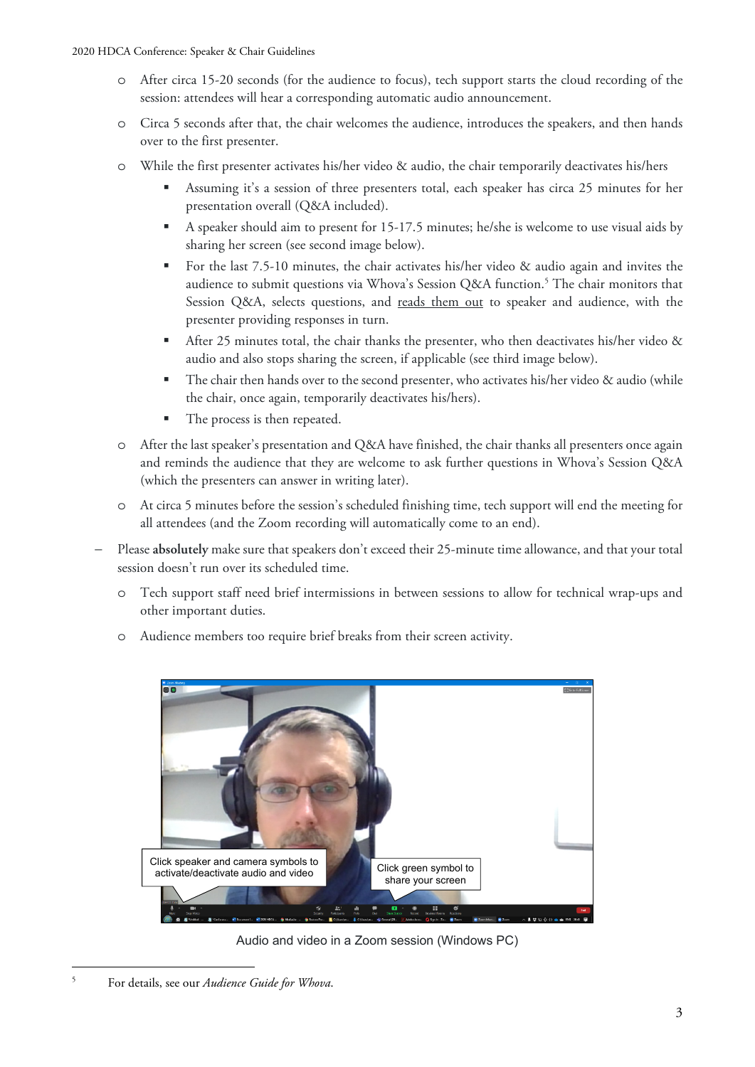- After circa 15-20 seconds (for the audience to focus), tech support starts the cloud recording of the session: attendees will hear a corresponding automatic audio announcement.
- Circa 5 seconds after that, the chair welcomes the audience, introduces the speakers, and then hands over to the first presenter.
- While the first presenter activates his/her video & audio, the chair temporarily deactivates his/hers
  - Assuming it's a session of three presenters total, each speaker has circa 25 minutes for her presentation overall (Q&A included).
  - A speaker should aim to present for 15-17.5 minutes; he/she is welcome to use visual aids by sharing her screen (see second image below).
  - For the last 7.5-10 minutes, the chair activates his/her video & audio again and invites the audience to submit questions via Whova's Session Q&A function.[5] The chair monitors that Session Q&A, selects questions, and reads them out to speaker and audience, with the presenter providing responses in turn.
  - After 25 minutes total, the chair thanks the presenter, who then deactivates his/her video & audio and also stops sharing the screen, if applicable (see third image below).
  - The chair then hands over to the second presenter, who activates his/her video & audio (while the chair, once again, temporarily deactivates his/hers).
  - The process is then repeated.
- After the last speaker's presentation and Q&A have finished, the chair thanks all presenters once again and reminds the audience that they are welcome to ask further questions in Whova's Session Q&A (which the presenters can answer in writing later).
- At circa 5 minutes before the session's scheduled finishing time, tech support will end the meeting for all attendees (and the Zoom recording will automatically come to an end).

– Please **absolutely** make sure that speakers don't exceed their 25-minute time allowance, and that your total session doesn't run over its scheduled time.
  - Tech support staff need brief intermissions in between sessions to allow for technical wrap-ups and other important duties.
  - Audience members too require brief breaks from their screen activity.

Click speaker and camera symbols to activate/deactivate audio and video

Click green symbol to share your screen

Audio and video in a Zoom session (Windows PC)

[5] For details, see our *Audience Guide for Whova*.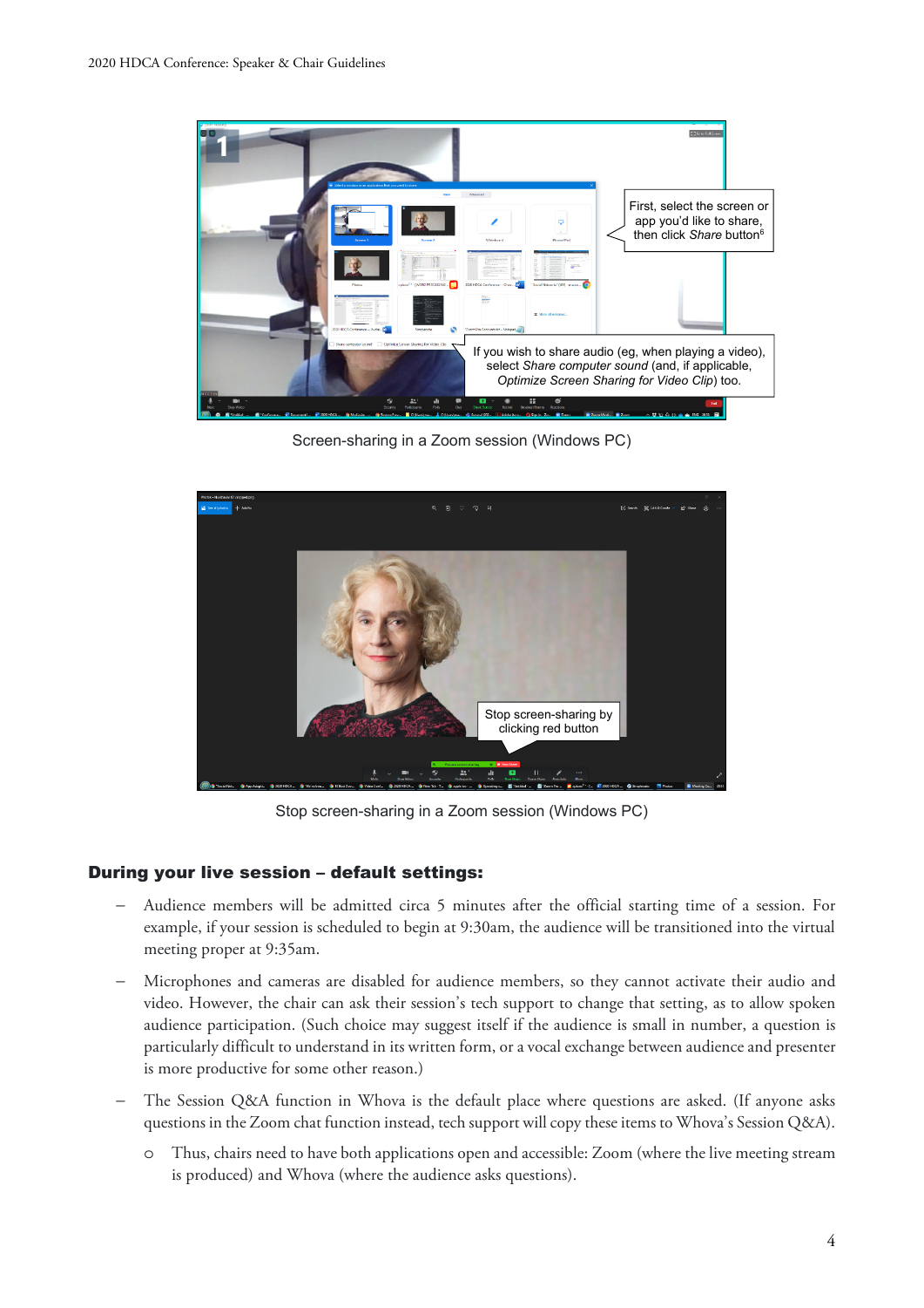First, select the screen or app you'd like to share, then click *Share* button[6]

If you wish to share audio (eg, when playing a video), select *Share computer sound* (and, if applicable, *Optimize Screen Sharing for Video Clip*) too.

Screen-sharing in a Zoom session (Windows PC)

Stop screen-sharing by clicking red button

Stop screen-sharing in a Zoom session (Windows PC)

## During your live session – default settings:

- Audience members will be admitted circa 5 minutes after the official starting time of a session. For example, if your session is scheduled to begin at 9:30am, the audience will be transitioned into the virtual meeting proper at 9:35am.
- Microphones and cameras are disabled for audience members, so they cannot activate their audio and video. However, the chair can ask their session's tech support to change that setting, as to allow spoken audience participation. (Such choice may suggest itself if the audience is small in number, a question is particularly difficult to understand in its written form, or a vocal exchange between audience and presenter is more productive for some other reason.)
- The Session Q&A function in Whova is the default place where questions are asked. (If anyone asks questions in the Zoom chat function instead, tech support will copy these items to Whova's Session Q&A).
  - Thus, chairs need to have both applications open and accessible: Zoom (where the live meeting stream is produced) and Whova (where the audience asks questions).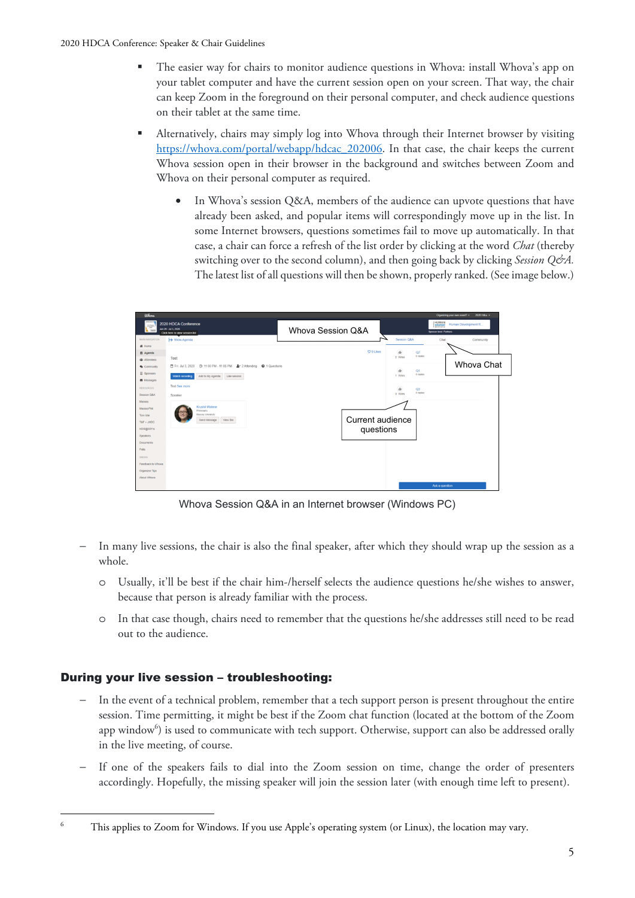- The easier way for chairs to monitor audience questions in Whova: install Whova's app on your tablet computer and have the current session open on your screen. That way, the chair can keep Zoom in the foreground on their personal computer, and check audience questions on their tablet at the same time.
- Alternatively, chairs may simply log into Whova through their Internet browser by visiting https://whova.com/portal/webapp/hdcac_202006. In that case, the chair keeps the current Whova session open in their browser in the background and switches between Zoom and Whova on their personal computer as required.
  - In Whova's session Q&A, members of the audience can upvote questions that have already been asked, and popular items will correspondingly move up in the list. In some Internet browsers, questions sometimes fail to move up automatically. In that case, a chair can force a refresh of the list order by clicking at the word *Chat* (thereby switching over to the second column), and then going back by clicking *Session Q&A.* The latest list of all questions will then be shown, properly ranked. (See image below.)

Whova Session Q&A in an Internet browser (Windows PC)

– In many live sessions, the chair is also the final speaker, after which they should wrap up the session as a whole.
  - Usually, it'll be best if the chair him-/herself selects the audience questions he/she wishes to answer, because that person is already familiar with the process.
  - In that case though, chairs need to remember that the questions he/she addresses still need to be read out to the audience.

## During your live session – troubleshooting:

– In the event of a technical problem, remember that a tech support person is present throughout the entire session. Time permitting, it might be best if the Zoom chat function (located at the bottom of the Zoom app window[6]) is used to communicate with tech support. Otherwise, support can also be addressed orally in the live meeting, of course.

– If one of the speakers fails to dial into the Zoom session on time, change the order of presenters accordingly. Hopefully, the missing speaker will join the session later (with enough time left to present).

[6] This applies to Zoom for Windows. If you use Apple's operating system (or Linux), the location may vary.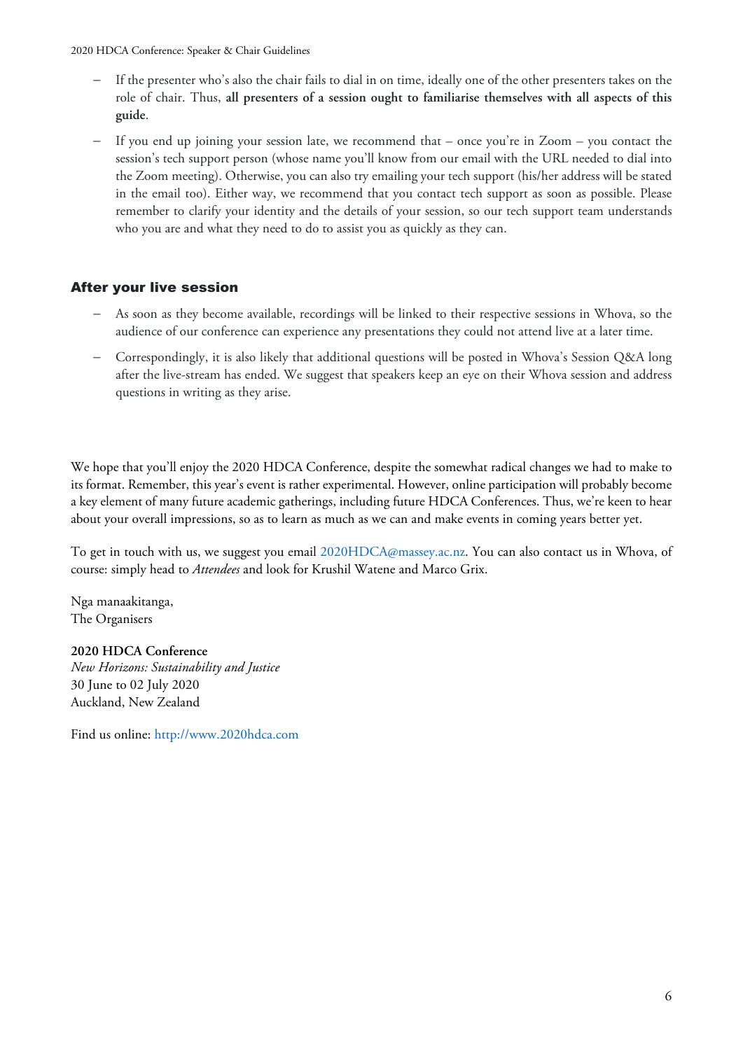- If the presenter who's also the chair fails to dial in on time, ideally one of the other presenters takes on the role of chair. Thus, **all presenters of a session ought to familiarise themselves with all aspects of this guide**.
- If you end up joining your session late, we recommend that – once you're in Zoom – you contact the session's tech support person (whose name you'll know from our email with the URL needed to dial into the Zoom meeting). Otherwise, you can also try emailing your tech support (his/her address will be stated in the email too). Either way, we recommend that you contact tech support as soon as possible. Please remember to clarify your identity and the details of your session, so our tech support team understands who you are and what they need to do to assist you as quickly as they can.

## After your live session

- As soon as they become available, recordings will be linked to their respective sessions in Whova, so the audience of our conference can experience any presentations they could not attend live at a later time.
- Correspondingly, it is also likely that additional questions will be posted in Whova's Session Q&A long after the live-stream has ended. We suggest that speakers keep an eye on their Whova session and address questions in writing as they arise.

We hope that you'll enjoy the 2020 HDCA Conference, despite the somewhat radical changes we had to make to its format. Remember, this year's event is rather experimental. However, online participation will probably become a key element of many future academic gatherings, including future HDCA Conferences. Thus, we're keen to hear about your overall impressions, so as to learn as much as we can and make events in coming years better yet.

To get in touch with us, we suggest you email 2020HDCA@massey.ac.nz. You can also contact us in Whova, of course: simply head to *Attendees* and look for Krushil Watene and Marco Grix.

Nga manaakitanga,
The Organisers

**2020 HDCA Conference**
*New Horizons: Sustainability and Justice*
30 June to 02 July 2020
Auckland, New Zealand

Find us online: http://www.2020hdca.com